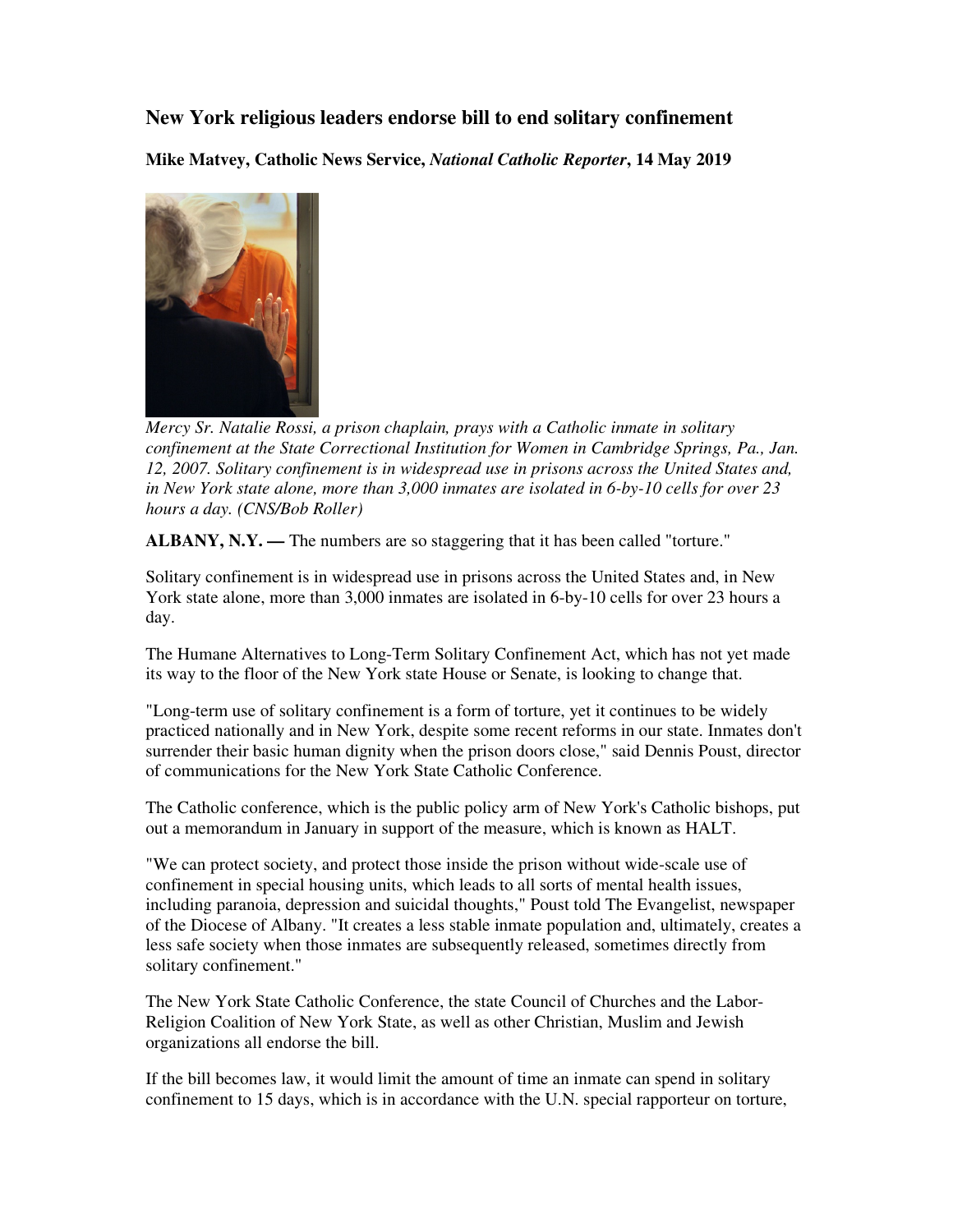# New York religious leaders endorse bill to end solitary confinement

**Mike Matvey, Catholic News Service, *National Catholic Reporter*, 14 May 2019**

*Mercy Sr. Natalie Rossi, a prison chaplain, prays with a Catholic inmate in solitary confinement at the State Correctional Institution for Women in Cambridge Springs, Pa., Jan. 12, 2007. Solitary confinement is in widespread use in prisons across the United States and, in New York state alone, more than 3,000 inmates are isolated in 6-by-10 cells for over 23 hours a day. (CNS/Bob Roller)*

**ALBANY, N.Y. —** The numbers are so staggering that it has been called "torture."

Solitary confinement is in widespread use in prisons across the United States and, in New York state alone, more than 3,000 inmates are isolated in 6-by-10 cells for over 23 hours a day.

The Humane Alternatives to Long-Term Solitary Confinement Act, which has not yet made its way to the floor of the New York state House or Senate, is looking to change that.

"Long-term use of solitary confinement is a form of torture, yet it continues to be widely practiced nationally and in New York, despite some recent reforms in our state. Inmates don't surrender their basic human dignity when the prison doors close," said Dennis Poust, director of communications for the New York State Catholic Conference.

The Catholic conference, which is the public policy arm of New York's Catholic bishops, put out a memorandum in January in support of the measure, which is known as HALT.

"We can protect society, and protect those inside the prison without wide-scale use of confinement in special housing units, which leads to all sorts of mental health issues, including paranoia, depression and suicidal thoughts," Poust told The Evangelist, newspaper of the Diocese of Albany. "It creates a less stable inmate population and, ultimately, creates a less safe society when those inmates are subsequently released, sometimes directly from solitary confinement."

The New York State Catholic Conference, the state Council of Churches and the Labor-Religion Coalition of New York State, as well as other Christian, Muslim and Jewish organizations all endorse the bill.

If the bill becomes law, it would limit the amount of time an inmate can spend in solitary confinement to 15 days, which is in accordance with the U.N. special rapporteur on torture,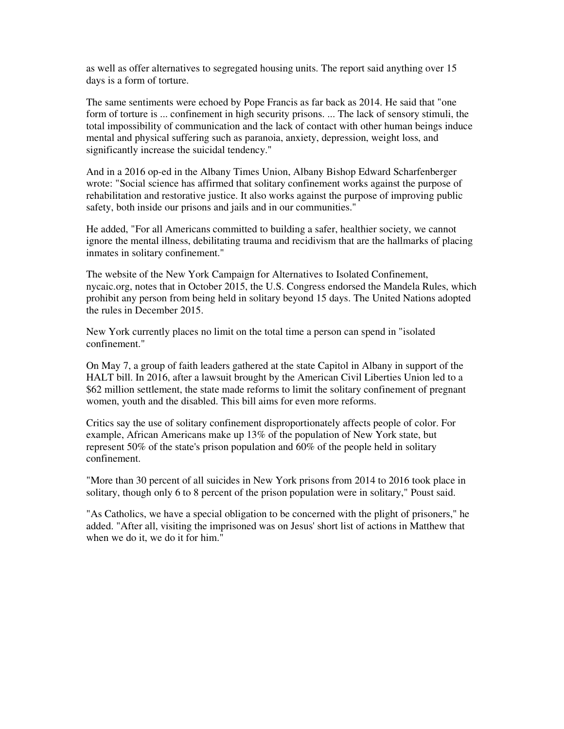as well as offer alternatives to segregated housing units. The report said anything over 15 days is a form of torture.

The same sentiments were echoed by Pope Francis as far back as 2014. He said that "one form of torture is ... confinement in high security prisons. ... The lack of sensory stimuli, the total impossibility of communication and the lack of contact with other human beings induce mental and physical suffering such as paranoia, anxiety, depression, weight loss, and significantly increase the suicidal tendency."

And in a 2016 op-ed in the Albany Times Union, Albany Bishop Edward Scharfenberger wrote: "Social science has affirmed that solitary confinement works against the purpose of rehabilitation and restorative justice. It also works against the purpose of improving public safety, both inside our prisons and jails and in our communities."

He added, "For all Americans committed to building a safer, healthier society, we cannot ignore the mental illness, debilitating trauma and recidivism that are the hallmarks of placing inmates in solitary confinement."

The website of the New York Campaign for Alternatives to Isolated Confinement, nycaic.org, notes that in October 2015, the U.S. Congress endorsed the Mandela Rules, which prohibit any person from being held in solitary beyond 15 days. The United Nations adopted the rules in December 2015.

New York currently places no limit on the total time a person can spend in "isolated confinement."

On May 7, a group of faith leaders gathered at the state Capitol in Albany in support of the HALT bill. In 2016, after a lawsuit brought by the American Civil Liberties Union led to a $62 million settlement, the state made reforms to limit the solitary confinement of pregnant women, youth and the disabled. This bill aims for even more reforms.

Critics say the use of solitary confinement disproportionately affects people of color. For example, African Americans make up 13% of the population of New York state, but represent 50% of the state's prison population and 60% of the people held in solitary confinement.

"More than 30 percent of all suicides in New York prisons from 2014 to 2016 took place in solitary, though only 6 to 8 percent of the prison population were in solitary," Poust said.

"As Catholics, we have a special obligation to be concerned with the plight of prisoners," he added. "After all, visiting the imprisoned was on Jesus' short list of actions in Matthew that when we do it, we do it for him."